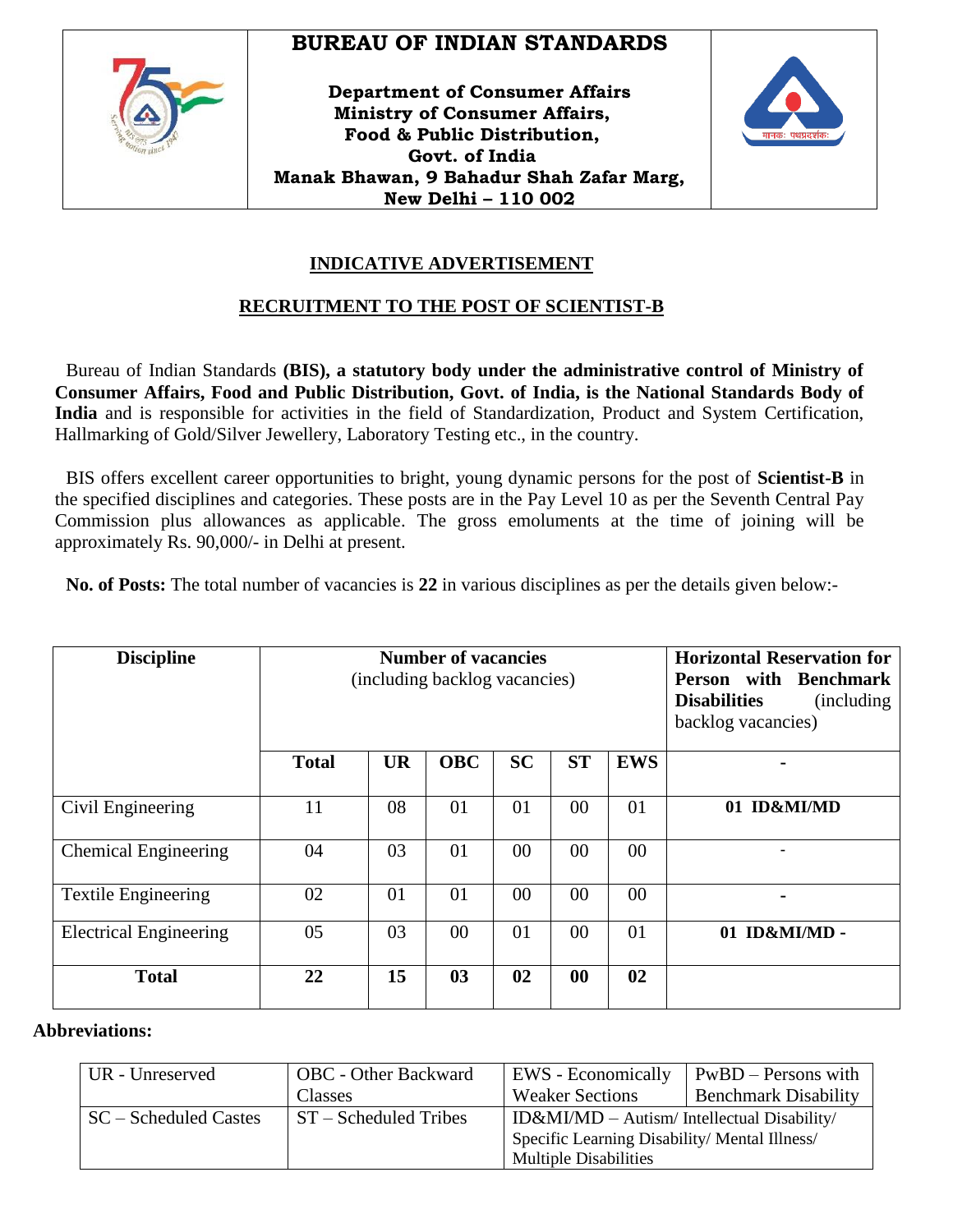# BUREAU OF INDIAN STANDARDS

**Department of Consumer Affairs**
**Ministry of Consumer Affairs,**
**Food & Public Distribution,**
**Govt. of India**
**Manak Bhawan, 9 Bahadur Shah Zafar Marg,**
**New Delhi – 110 002**

## INDICATIVE ADVERTISEMENT

## RECRUITMENT TO THE POST OF SCIENTIST-B

Bureau of Indian Standards **(BIS), a statutory body under the administrative control of Ministry of Consumer Affairs, Food and Public Distribution, Govt. of India, is the National Standards Body of India** and is responsible for activities in the field of Standardization, Product and System Certification, Hallmarking of Gold/Silver Jewellery, Laboratory Testing etc., in the country.

BIS offers excellent career opportunities to bright, young dynamic persons for the post of **Scientist-B** in the specified disciplines and categories. These posts are in the Pay Level 10 as per the Seventh Central Pay Commission plus allowances as applicable. The gross emoluments at the time of joining will be approximately Rs. 90,000/- in Delhi at present.

**No. of Posts:** The total number of vacancies is **22** in various disciplines as per the details given below:-

| **Discipline** | **Number of vacancies** (including backlog vacancies) | | | | | | **Horizontal Reservation for Person with Benchmark Disabilities** (including backlog vacancies) |
|---|---|---|---|---|---|---|---|
| | **Total** | **UR** | **OBC** | **SC** | **ST** | **EWS** | - |
| Civil Engineering | 11 | 08 | 01 | 01 | 00 | 01 | **01 ID&MI/MD** |
| Chemical Engineering | 04 | 03 | 01 | 00 | 00 | 00 | - |
| Textile Engineering | 02 | 01 | 01 | 00 | 00 | 00 | - |
| Electrical Engineering | 05 | 03 | 00 | 01 | 00 | 01 | **01 ID&MI/MD -** |
| **Total** | **22** | **15** | **03** | **02** | **00** | **02** | |

**Abbreviations:**

| UR - Unreserved | OBC - Other Backward Classes | EWS - Economically Weaker Sections | PwBD – Persons with Benchmark Disability |
|---|---|---|---|
| SC – Scheduled Castes | ST – Scheduled Tribes | ID&MI/MD – Autism/ Intellectual Disability/ Specific Learning Disability/ Mental Illness/ Multiple Disabilities | |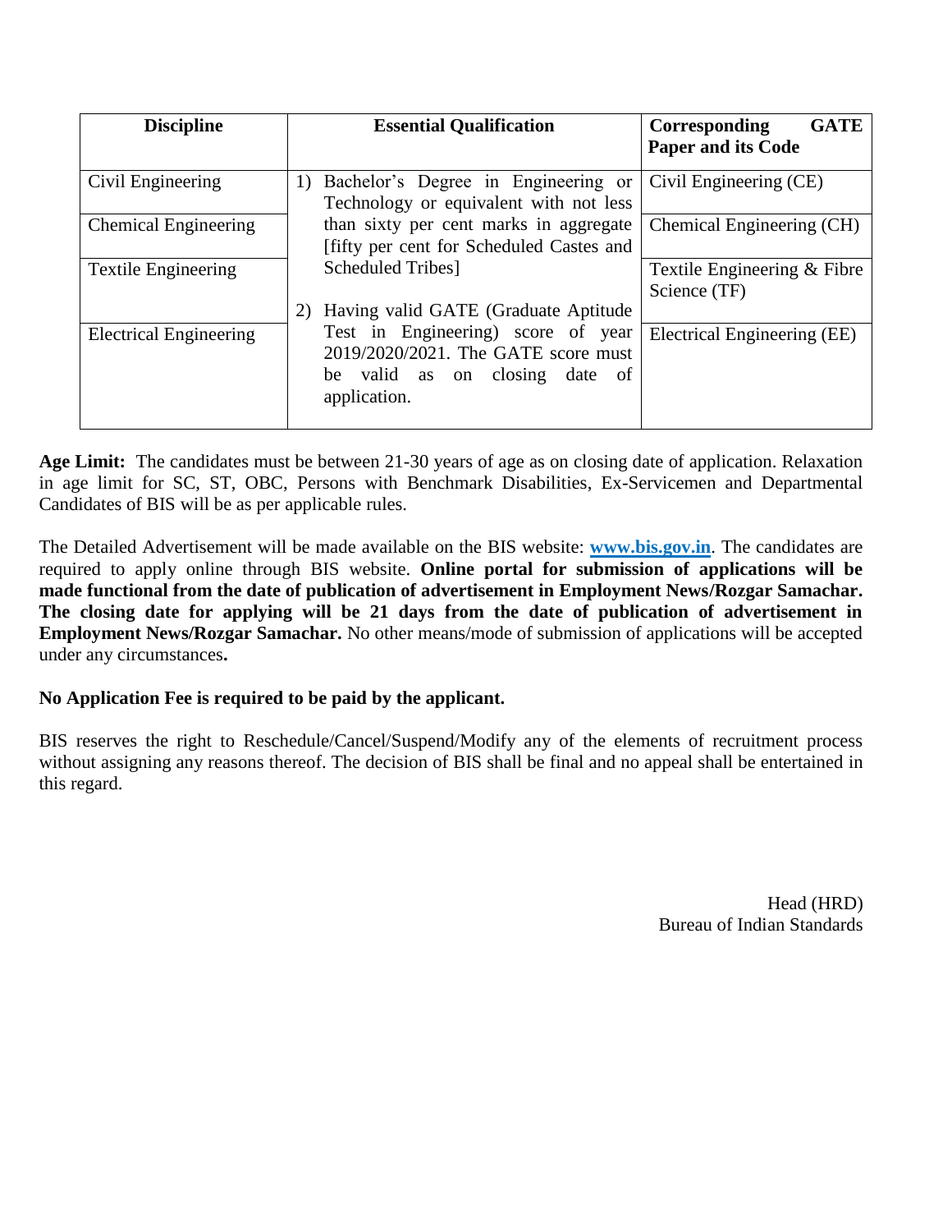| Discipline | Essential Qualification | Corresponding GATE Paper and its Code |
|---|---|---|
| Civil Engineering | 1) Bachelor's Degree in Engineering or Technology or equivalent with not less than sixty per cent marks in aggregate [fifty per cent for Scheduled Castes and Scheduled Tribes]<br><br>2) Having valid GATE (Graduate Aptitude Test in Engineering) score of year 2019/2020/2021. The GATE score must be valid as on closing date of application. | Civil Engineering (CE) |
| Chemical Engineering | | Chemical Engineering (CH) |
| Textile Engineering | | Textile Engineering & Fibre Science (TF) |
| Electrical Engineering | | Electrical Engineering (EE) |

**Age Limit:** The candidates must be between 21-30 years of age as on closing date of application. Relaxation in age limit for SC, ST, OBC, Persons with Benchmark Disabilities, Ex-Servicemen and Departmental Candidates of BIS will be as per applicable rules.

The Detailed Advertisement will be made available on the BIS website: **www.bis.gov.in**. The candidates are required to apply online through BIS website. **Online portal for submission of applications will be made functional from the date of publication of advertisement in Employment News/Rozgar Samachar. The closing date for applying will be 21 days from the date of publication of advertisement in Employment News/Rozgar Samachar.** No other means/mode of submission of applications will be accepted under any circumstances**.**

**No Application Fee is required to be paid by the applicant.**

BIS reserves the right to Reschedule/Cancel/Suspend/Modify any of the elements of recruitment process without assigning any reasons thereof. The decision of BIS shall be final and no appeal shall be entertained in this regard.

Head (HRD)
Bureau of Indian Standards